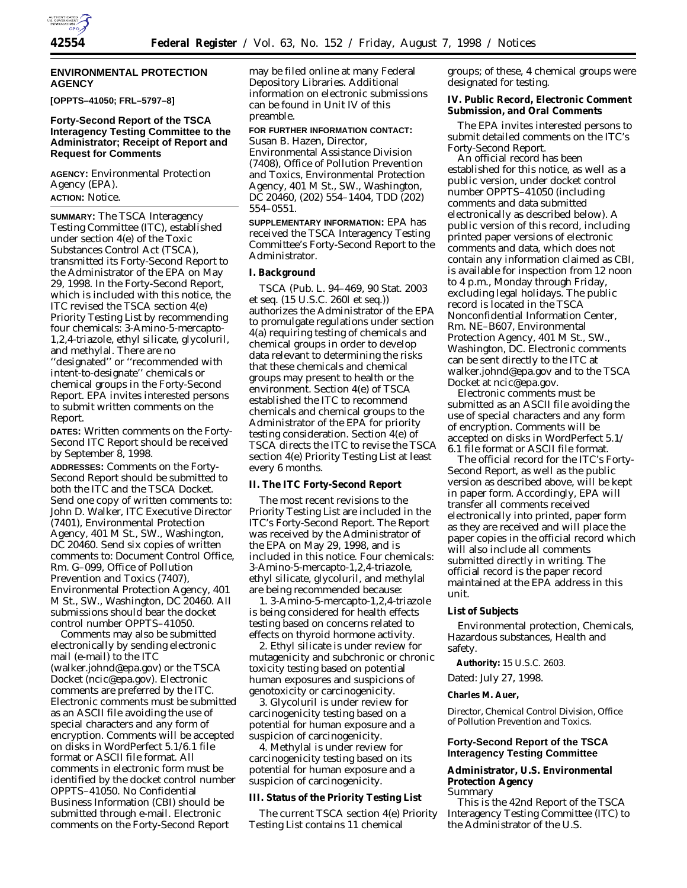**ENVIRONMENTAL PROTECTION AGENCY**

**[OPPTS–41050; FRL–5797–8]**

## Forty-Second Report of the TSCA Interagency Testing Committee to the Administrator; Receipt of Report and Request for Comments

**AGENCY:** Environmental Protection Agency (EPA).

**ACTION:** Notice.

**SUMMARY:** The TSCA Interagency Testing Committee (ITC), established under section 4(e) of the Toxic Substances Control Act (TSCA), transmitted its Forty-Second Report to the Administrator of the EPA on May 29, 1998. In the Forty-Second Report, which is included with this notice, the ITC revised the TSCA section 4(e) Priority Testing List by recommending four chemicals: 3-Amino-5-mercapto-1,2,4-triazole, ethyl silicate, glycoluril, and methylal. There are no ''designated'' or ''recommended with intent-to-designate'' chemicals or chemical groups in the Forty-Second Report. EPA invites interested persons to submit written comments on the Report.

**DATES:** Written comments on the Forty-Second ITC Report should be received by September 8, 1998.

**ADDRESSES:** Comments on the Forty-Second Report should be submitted to both the ITC and the TSCA Docket. Send one copy of written comments to: John D. Walker, ITC Executive Director (7401), Environmental Protection Agency, 401 M St., SW., Washington, DC 20460. Send six copies of written comments to: Document Control Office, Rm. G–099, Office of Pollution Prevention and Toxics (7407), Environmental Protection Agency, 401 M St., SW., Washington, DC 20460. All submissions should bear the docket control number OPPTS–41050.

Comments may also be submitted electronically by sending electronic mail (e-mail) to the ITC (walker.johnd@epa.gov) or the TSCA Docket (ncic@epa.gov). Electronic comments are preferred by the ITC. Electronic comments must be submitted as an ASCII file avoiding the use of special characters and any form of encryption. Comments will be accepted on disks in WordPerfect 5.1/6.1 file format or ASCII file format. All comments in electronic form must be identified by the docket control number OPPTS–41050. No Confidential Business Information (CBI) should be submitted through e-mail. Electronic comments on the Forty-Second Report may be filed online at many Federal Depository Libraries. Additional information on electronic submissions can be found in Unit IV of this preamble.

**FOR FURTHER INFORMATION CONTACT:** Susan B. Hazen, Director, Environmental Assistance Division (7408), Office of Pollution Prevention and Toxics, Environmental Protection Agency, 401 M St., SW., Washington, DC 20460, (202) 554–1404, TDD (202) 554–0551.

**SUPPLEMENTARY INFORMATION:** EPA has received the TSCA Interagency Testing Committee's Forty-Second Report to the Administrator.

### I. Background

TSCA (Pub. L. 94–469, 90 Stat. 2003 et seq. (15 U.S.C. 260l et seq.)) authorizes the Administrator of the EPA to promulgate regulations under section 4(a) requiring testing of chemicals and chemical groups in order to develop data relevant to determining the risks that these chemicals and chemical groups may present to health or the environment. Section 4(e) of TSCA established the ITC to recommend chemicals and chemical groups to the Administrator of the EPA for priority testing consideration. Section 4(e) of TSCA directs the ITC to revise the TSCA section 4(e) Priority Testing List at least every 6 months.

### II. The ITC Forty-Second Report

The most recent revisions to the Priority Testing List are included in the ITC's Forty-Second Report. The Report was received by the Administrator of the EPA on May 29, 1998, and is included in this notice. Four chemicals: 3-Amino-5-mercapto-1,2,4-triazole, ethyl silicate, glycoluril, and methylal are being recommended because:

1. 3-Amino-5-mercapto-1,2,4-triazole is being considered for health effects testing based on concerns related to effects on thyroid hormone activity.

2. Ethyl silicate is under review for mutagenicity and subchronic or chronic toxicity testing based on potential human exposures and suspicions of genotoxicity or carcinogenicity.

3. Glycoluril is under review for carcinogenicity testing based on a potential for human exposure and a suspicion of carcinogenicity.

4. Methylal is under review for carcinogenicity testing based on its potential for human exposure and a suspicion of carcinogenicity.

### III. Status of the Priority Testing List

The current TSCA section 4(e) Priority Testing List contains 11 chemical groups; of these, 4 chemical groups were designated for testing.

### IV. Public Record, Electronic Comment Submission, and Oral Comments

The EPA invites interested persons to submit detailed comments on the ITC's Forty-Second Report.

An official record has been established for this notice, as well as a public version, under docket control number OPPTS–41050 (including comments and data submitted electronically as described below). A public version of this record, including printed paper versions of electronic comments and data, which does not contain any information claimed as CBI, is available for inspection from 12 noon to 4 p.m., Monday through Friday, excluding legal holidays. The public record is located in the TSCA Nonconfidential Information Center, Rm. NE–B607, Environmental Protection Agency, 401 M St., SW., Washington, DC. Electronic comments can be sent directly to the ITC at walker.johnd@epa.gov and to the TSCA Docket at ncic@epa.gov.

Electronic comments must be submitted as an ASCII file avoiding the use of special characters and any form of encryption. Comments will be accepted on disks in WordPerfect 5.1/6.1 file format or ASCII file format.

The official record for the ITC's Forty-Second Report, as well as the public version as described above, will be kept in paper form. Accordingly, EPA will transfer all comments received electronically into printed, paper form as they are received and will place the paper copies in the official record which will also include all comments submitted directly in writing. The official record is the paper record maintained at the EPA address in this unit.

### List of Subjects

Environmental protection, Chemicals, Hazardous substances, Health and safety.

**Authority:** 15 U.S.C. 2603.

Dated: July 27, 1998.

**Charles M. Auer,**

*Director, Chemical Control Division, Office of Pollution Prevention and Toxics.*

## Forty-Second Report of the TSCA Interagency Testing Committee

### Administrator, U.S. Environmental Protection Agency

Summary

This is the 42nd Report of the TSCA Interagency Testing Committee (ITC) to the Administrator of the U.S.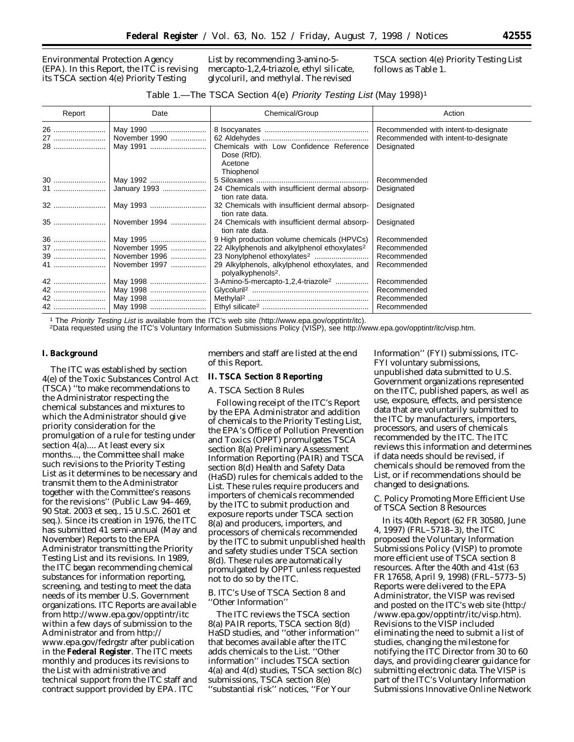Environmental Protection Agency (EPA). In this Report, the ITC is revising its TSCA section 4(e) Priority Testing List by recommending 3-amino-5-mercapto-1,2,4-triazole, ethyl silicate, glycoluril, and methylal. The revised TSCA section 4(e) Priority Testing List follows as Table 1.

Table 1.—The TSCA Section 4(e) *Priority Testing List* (May 1998)[1]

| Report | Date | Chemical/Group | Action |
| --- | --- | --- | --- |
| 26 | May 1990 | 8 Isocyanates | Recommended with intent-to-designate |
| 27 | November 1990 | 62 Aldehydes | Recommended with intent-to-designate |
| 28 | May 1991 | Chemicals with Low Confidence Reference Dose (RfD). Acetone Thiophenol | Designated |
| 30 | May 1992 | 5 Siloxanes | Recommended |
| 31 | January 1993 | 24 Chemicals with insufficient dermal absorption rate data. | Designated |
| 32 | May 1993 | 32 Chemicals with insufficient dermal absorption rate data. | Designated |
| 35 | November 1994 | 24 Chemicals with insufficient dermal absorption rate data. | Designated |
| 36 | May 1995 | 9 High production volume chemicals (HPVCs) | Recommended |
| 37 | November 1995 | 22 Alkylphenols and alkylphenol ethoxylates[2] | Recommended |
| 39 | November 1996 | 23 Nonylphenol ethoxylates[2] | Recommended |
| 41 | November 1997 | 29 Alkylphenols, alkylphenol ethoxylates, and polyalkyphenols[2]. | Recommended |
| 42 | May 1998 | 3-Amino-5-mercapto-1,2,4-triazole[2] | Recommended |
| 42 | May 1998 | Glycoluril[2] | Recommended |
| 42 | May 1998 | Methylal[2] | Recommended |
| 42 | May 1998 | Ethyl silicate[2] | Recommended |

[1] The *Priority Testing List* is available from the ITC's web site (http://www.epa.gov/opptintr/itc).
[2] Data requested using the ITC's Voluntary Information Submissions Policy (VISP), see http://www.epa.gov/opptintr/itc/visp.htm.

## I. Background

The ITC was established by section 4(e) of the Toxic Substances Control Act (TSCA) ''to make recommendations to the Administrator respecting the chemical substances and mixtures to which the Administrator should give priority consideration for the promulgation of a rule for testing under section 4(a).... At least every six months..., the Committee shall make such revisions to the Priority Testing List as it determines to be necessary and transmit them to the Administrator together with the Committee's reasons for the revisions'' (Public Law 94–469, 90 Stat. 2003 et seq., 15 U.S.C. 2601 et seq.). Since its creation in 1976, the ITC has submitted 41 semi-annual (May and November) Reports to the EPA Administrator transmitting the Priority Testing List and its revisions. In 1989, the ITC began recommending chemical substances for information reporting, screening, and testing to meet the data needs of its member U.S. Government organizations. ITC Reports are available from http://www.epa.gov/opptintr/itc within a few days of submission to the Administrator and from http://www.epa.gov/fedrgstr after publication in the **Federal Register**. The ITC meets monthly and produces its revisions to the List with administrative and technical support from the ITC staff and contract support provided by EPA. ITC members and staff are listed at the end of this Report.

## II. TSCA Section 8 Reporting

### A. TSCA Section 8 Rules

Following receipt of the ITC's Report by the EPA Administrator and addition of chemicals to the Priority Testing List, the EPA's Office of Pollution Prevention and Toxics (OPPT) promulgates TSCA section 8(a) Preliminary Assessment Information Reporting (PAIR) and TSCA section 8(d) Health and Safety Data (HaSD) rules for chemicals added to the List. These rules require producers and importers of chemicals recommended by the ITC to submit production and exposure reports under TSCA section 8(a) and producers, importers, and processors of chemicals recommended by the ITC to submit unpublished health and safety studies under TSCA section 8(d). These rules are automatically promulgated by OPPT unless requested not to do so by the ITC.

### B. ITC's Use of TSCA Section 8 and ''Other Information''

The ITC reviews the TSCA section 8(a) PAIR reports, TSCA section 8(d) HaSD studies, and ''other information'' that becomes available after the ITC adds chemicals to the List. ''Other information'' includes TSCA section 4(a) and 4(d) studies, TSCA section 8(c) submissions, TSCA section 8(e) ''substantial risk'' notices, ''For Your Information'' (FYI) submissions, ITC-FYI voluntary submissions, unpublished data submitted to U.S. Government organizations represented on the ITC, published papers, as well as use, exposure, effects, and persistence data that are voluntarily submitted to the ITC by manufacturers, importers, processors, and users of chemicals recommended by the ITC. The ITC reviews this information and determines if data needs should be revised, if chemicals should be removed from the List, or if recommendations should be changed to designations.

### C. Policy Promoting More Efficient Use of TSCA Section 8 Resources

In its 40th Report (62 FR 30580, June 4, 1997) (FRL–5718–3), the ITC proposed the Voluntary Information Submissions Policy (VISP) to promote more efficient use of TSCA section 8 resources. After the 40th and 41st (63 FR 17658, April 9, 1998) (FRL–5773–5) Reports were delivered to the EPA Administrator, the VISP was revised and posted on the ITC's web site (http://www.epa.gov/opptintr/itc/visp.htm). Revisions to the VISP included eliminating the need to submit a list of studies, changing the milestone for notifying the ITC Director from 30 to 60 days, and providing clearer guidance for submitting electronic data. The VISP is part of the ITC's Voluntary Information Submissions Innovative Online Network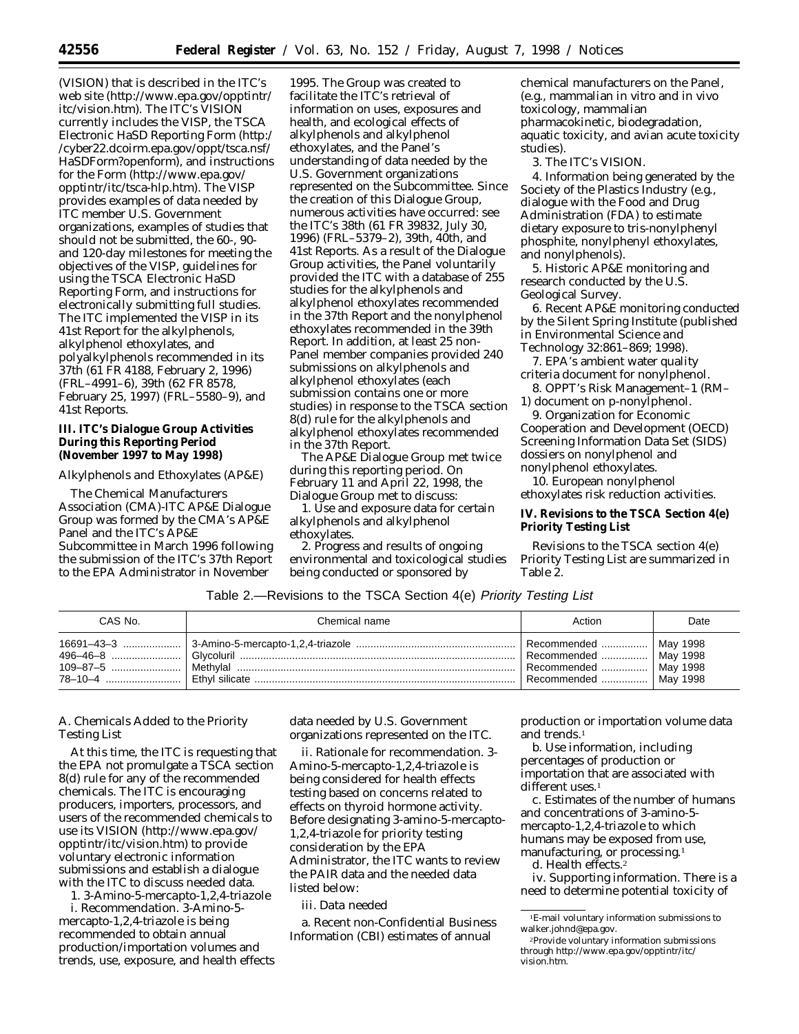(VISION) that is described in the ITC's web site (http://www.epa.gov/opptintr/itc/vision.htm). The ITC's VISION currently includes the VISP, the TSCA Electronic HaSD Reporting Form (http://cyber22.dcoirm.epa.gov/oppt/tsca.nsf/HaSDForm?openform), and instructions for the Form (http://www.epa.gov/opptintr/itc/tsca-hlp.htm). The VISP provides examples of data needed by ITC member U.S. Government organizations, examples of studies that should not be submitted, the 60-, 90- and 120-day milestones for meeting the objectives of the VISP, guidelines for using the TSCA Electronic HaSD Reporting Form, and instructions for electronically submitting full studies. The ITC implemented the VISP in its 41st Report for the alkylphenols, alkylphenol ethoxylates, and polyalkylphenols recommended in its 37th (61 FR 4188, February 2, 1996) (FRL–4991–6), 39th (62 FR 8578, February 25, 1997) (FRL–5580–9), and 41st Reports.

## III. ITC's Dialogue Group Activities During this Reporting Period (November 1997 to May 1998)

*Alkylphenols and Ethoxylates (AP&E)*

The Chemical Manufacturers Association (CMA)-ITC AP&E Dialogue Group was formed by the CMA's AP&E Panel and the ITC's AP&E Subcommittee in March 1996 following the submission of the ITC's 37th Report to the EPA Administrator in November 1995. The Group was created to facilitate the ITC's retrieval of information on uses, exposures and health, and ecological effects of alkylphenols and alkylphenol ethoxylates, and the Panel's understanding of data needed by the U.S. Government organizations represented on the Subcommittee. Since the creation of this Dialogue Group, numerous activities have occurred: see the ITC's 38th (61 FR 39832, July 30, 1996) (FRL–5379–2), 39th, 40th, and 41st Reports. As a result of the Dialogue Group activities, the Panel voluntarily provided the ITC with a database of 255 studies for the alkylphenols and alkylphenol ethoxylates recommended in the 37th Report and the nonylphenol ethoxylates recommended in the 39th Report. In addition, at least 25 non-Panel member companies provided 240 submissions on alkylphenols and alkylphenol ethoxylates (each submission contains one or more studies) in response to the TSCA section 8(d) rule for the alkylphenols and alkylphenol ethoxylates recommended in the 37th Report.

The AP&E Dialogue Group met twice during this reporting period. On February 11 and April 22, 1998, the Dialogue Group met to discuss:

1. Use and exposure data for certain alkylphenols and alkylphenol ethoxylates.
2. Progress and results of ongoing environmental and toxicological studies being conducted or sponsored by chemical manufacturers on the Panel, (e.g., mammalian in vitro and in vivo toxicology, mammalian pharmacokinetic, biodegradation, aquatic toxicity, and avian acute toxicity studies).
3. The ITC's VISION.
4. Information being generated by the Society of the Plastics Industry (e.g., dialogue with the Food and Drug Administration (FDA) to estimate dietary exposure to tris-nonylphenyl phosphite, nonylphenyl ethoxylates, and nonylphenols).
5. Historic AP&E monitoring and research conducted by the U.S. Geological Survey.
6. Recent AP&E monitoring conducted by the Silent Spring Institute (published in Environmental Science and Technology 32:861–869; 1998).
7. EPA's ambient water quality criteria document for nonylphenol.
8. OPPT's Risk Management–1 (RM–1) document on p-nonylphenol.
9. Organization for Economic Cooperation and Development (OECD) Screening Information Data Set (SIDS) dossiers on nonylphenol and nonylphenol ethoxylates.
10. European nonylphenol ethoxylates risk reduction activities.

## IV. Revisions to the TSCA Section 4(e) Priority Testing List

Revisions to the TSCA section 4(e) Priority Testing List are summarized in Table 2.

Table 2.—Revisions to the TSCA Section 4(e) *Priority Testing List*

| CAS No. | Chemical name | Action | Date |
|---|---|---|---|
| 16691–43–3 | 3-Amino-5-mercapto-1,2,4-triazole | Recommended | May 1998 |
| 496–46–8 | Glycoluril | Recommended | May 1998 |
| 109–87–5 | Methylal | Recommended | May 1998 |
| 78–10–4 | Ethyl silicate | Recommended | May 1998 |

*A. Chemicals Added to the Priority Testing List*

At this time, the ITC is requesting that the EPA not promulgate a TSCA section 8(d) rule for any of the recommended chemicals. The ITC is encouraging producers, importers, processors, and users of the recommended chemicals to use its VISION (http://www.epa.gov/opptintr/itc/vision.htm) to provide voluntary electronic information submissions and establish a dialogue with the ITC to discuss needed data.

*1. 3-Amino-5-mercapto-1,2,4-triazole*

*i. Recommendation.* 3-Amino-5-mercapto-1,2,4-triazole is being recommended to obtain annual production/importation volumes and trends, use, exposure, and health effects data needed by U.S. Government organizations represented on the ITC.

*ii. Rationale for recommendation.* 3-Amino-5-mercapto-1,2,4-triazole is being considered for health effects testing based on concerns related to effects on thyroid hormone activity. Before designating 3-amino-5-mercapto-1,2,4-triazole for priority testing consideration by the EPA Administrator, the ITC wants to review the PAIR data and the needed data listed below:

*iii. Data needed*

a. Recent non-Confidential Business Information (CBI) estimates of annual production or importation volume data and trends.[1]

b. Use information, including percentages of production or importation that are associated with different uses.[1]

c. Estimates of the number of humans and concentrations of 3-amino-5-mercapto-1,2,4-triazole to which humans may be exposed from use, manufacturing, or processing.[1]

d. Health effects.[2]

*iv. Supporting information.* There is a need to determine potential toxicity of

[1] E-mail voluntary information submissions to walker.johnd@epa.gov.

[2] Provide voluntary information submissions through http://www.epa.gov/opptintr/itc/vision.htm.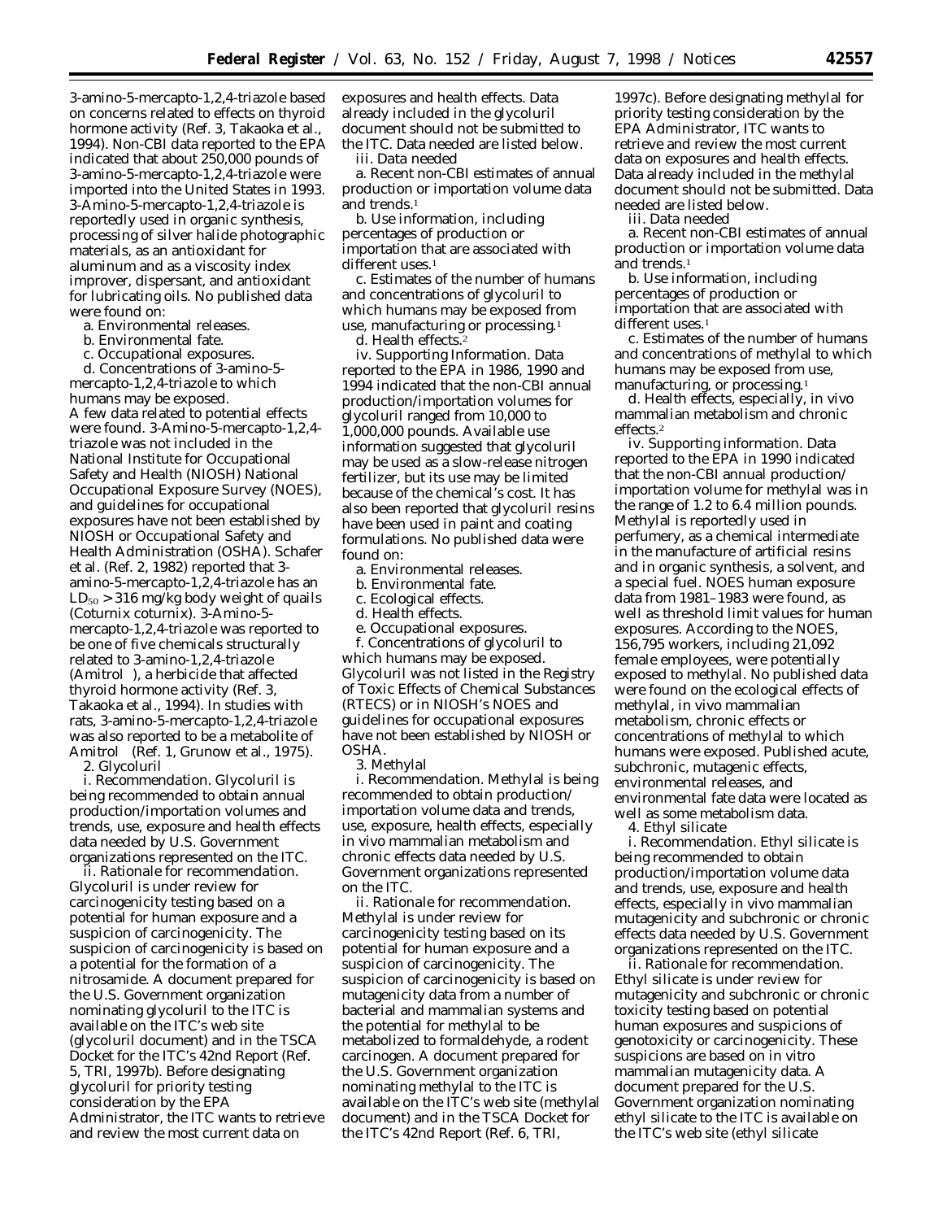3-amino-5-mercapto-1,2,4-triazole based on concerns related to effects on thyroid hormone activity (Ref. 3, Takaoka et al., 1994). Non-CBI data reported to the EPA indicated that about 250,000 pounds of 3-amino-5-mercapto-1,2,4-triazole were imported into the United States in 1993. 3-Amino-5-mercapto-1,2,4-triazole is reportedly used in organic synthesis, processing of silver halide photographic materials, as an antioxidant for aluminum and as a viscosity index improver, dispersant, and antioxidant for lubricating oils. No published data were found on:

a. Environmental releases.

b. Environmental fate.

c. Occupational exposures.

d. Concentrations of 3-amino-5-mercapto-1,2,4-triazole to which humans may be exposed.

A few data related to potential effects were found. 3-Amino-5-mercapto-1,2,4-triazole was not included in the National Institute for Occupational Safety and Health (NIOSH) National Occupational Exposure Survey (NOES), and guidelines for occupational exposures have not been established by NIOSH or Occupational Safety and Health Administration (OSHA). Schafer et al. (Ref. 2, 1982) reported that 3-amino-5-mercapto-1,2,4-triazole has an $LD_{50}$ > 316 mg/kg body weight of quails (*Coturnix coturnix*). 3-Amino-5-mercapto-1,2,4-triazole was reported to be one of five chemicals structurally related to 3-amino-1,2,4-triazole (Amitrol), a herbicide that affected thyroid hormone activity (Ref. 3, Takaoka et al., 1994). In studies with rats, 3-amino-5-mercapto-1,2,4-triazole was also reported to be a metabolite of Amitrol (Ref. 1, Grunow et al., 1975).

2. *Glycoluril*

i. *Recommendation.* Glycoluril is being recommended to obtain annual production/importation volumes and trends, use, exposure and health effects data needed by U.S. Government organizations represented on the ITC.

ii. *Rationale for recommendation.* Glycoluril is under review for carcinogenicity testing based on a potential for human exposure and a suspicion of carcinogenicity. The suspicion of carcinogenicity is based on a potential for the formation of a nitrosamide. A document prepared for the U.S. Government organization nominating glycoluril to the ITC is available on the ITC's web site (glycoluril document) and in the TSCA Docket for the ITC's 42nd Report (Ref. 5, TRI, 1997b). Before designating glycoluril for priority testing consideration by the EPA Administrator, the ITC wants to retrieve and review the most current data on exposures and health effects. Data already included in the glycoluril document should not be submitted to the ITC. Data needed are listed below.

iii. *Data needed*

a. Recent non-CBI estimates of annual production or importation volume data and trends.[1]

b. Use information, including percentages of production or importation that are associated with different uses.[1]

c. Estimates of the number of humans and concentrations of glycoluril to which humans may be exposed from use, manufacturing or processing.[1]

d. Health effects.[2]

iv. *Supporting Information.* Data reported to the EPA in 1986, 1990 and 1994 indicated that the non-CBI annual production/importation volumes for glycoluril ranged from 10,000 to 1,000,000 pounds. Available use information suggested that glycoluril may be used as a slow-release nitrogen fertilizer, but its use may be limited because of the chemical's cost. It has also been reported that glycoluril resins have been used in paint and coating formulations. No published data were found on:

a. Environmental releases.

b. Environmental fate.

c. Ecological effects.

d. Health effects.

e. Occupational exposures.

f. Concentrations of glycoluril to which humans may be exposed.

Glycoluril was not listed in the Registry of Toxic Effects of Chemical Substances (RTECS) or in NIOSH's NOES and guidelines for occupational exposures have not been established by NIOSH or OSHA.

3. *Methylal*

i. *Recommendation.* Methylal is being recommended to obtain production/importation volume data and trends, use, exposure, health effects, especially in vivo mammalian metabolism and chronic effects data needed by U.S. Government organizations represented on the ITC.

ii. *Rationale for recommendation.* Methylal is under review for carcinogenicity testing based on its potential for human exposure and a suspicion of carcinogenicity. The suspicion of carcinogenicity is based on mutagenicity data from a number of bacterial and mammalian systems and the potential for methylal to be metabolized to formaldehyde, a rodent carcinogen. A document prepared for the U.S. Government organization nominating methylal to the ITC is available on the ITC's web site (methylal document) and in the TSCA Docket for the ITC's 42nd Report (Ref. 6, TRI, 1997c). Before designating methylal for priority testing consideration by the EPA Administrator, ITC wants to retrieve and review the most current data on exposures and health effects. Data already included in the methylal document should not be submitted. Data needed are listed below.

iii. *Data needed*

a. Recent non-CBI estimates of annual production or importation volume data and trends.[1]

b. Use information, including percentages of production or importation that are associated with different uses.[1]

c. Estimates of the number of humans and concentrations of methylal to which humans may be exposed from use, manufacturing, or processing.[1]

d. Health effects, especially, in vivo mammalian metabolism and chronic effects.[2]

iv. *Supporting information.* Data reported to the EPA in 1990 indicated that the non-CBI annual production/importation volume for methylal was in the range of 1.2 to 6.4 million pounds. Methylal is reportedly used in perfumery, as a chemical intermediate in the manufacture of artificial resins and in organic synthesis, a solvent, and a special fuel. NOES human exposure data from 1981–1983 were found, as well as threshold limit values for human exposures. According to the NOES, 156,795 workers, including 21,092 female employees, were potentially exposed to methylal. No published data were found on the ecological effects of methylal, in vivo mammalian metabolism, chronic effects or concentrations of methylal to which humans were exposed. Published acute, subchronic, mutagenic effects, environmental releases, and environmental fate data were located as well as some metabolism data.

4. *Ethyl silicate*

i. *Recommendation.* Ethyl silicate is being recommended to obtain production/importation volume data and trends, use, exposure and health effects, especially in vivo mammalian mutagenicity and subchronic or chronic effects data needed by U.S. Government organizations represented on the ITC.

ii. *Rationale for recommendation.* Ethyl silicate is under review for mutagenicity and subchronic or chronic toxicity testing based on potential human exposures and suspicions of genotoxicity or carcinogenicity. These suspicions are based on in vitro mammalian mutagenicity data. A document prepared for the U.S. Government organization nominating ethyl silicate to the ITC is available on the ITC's web site (ethyl silicate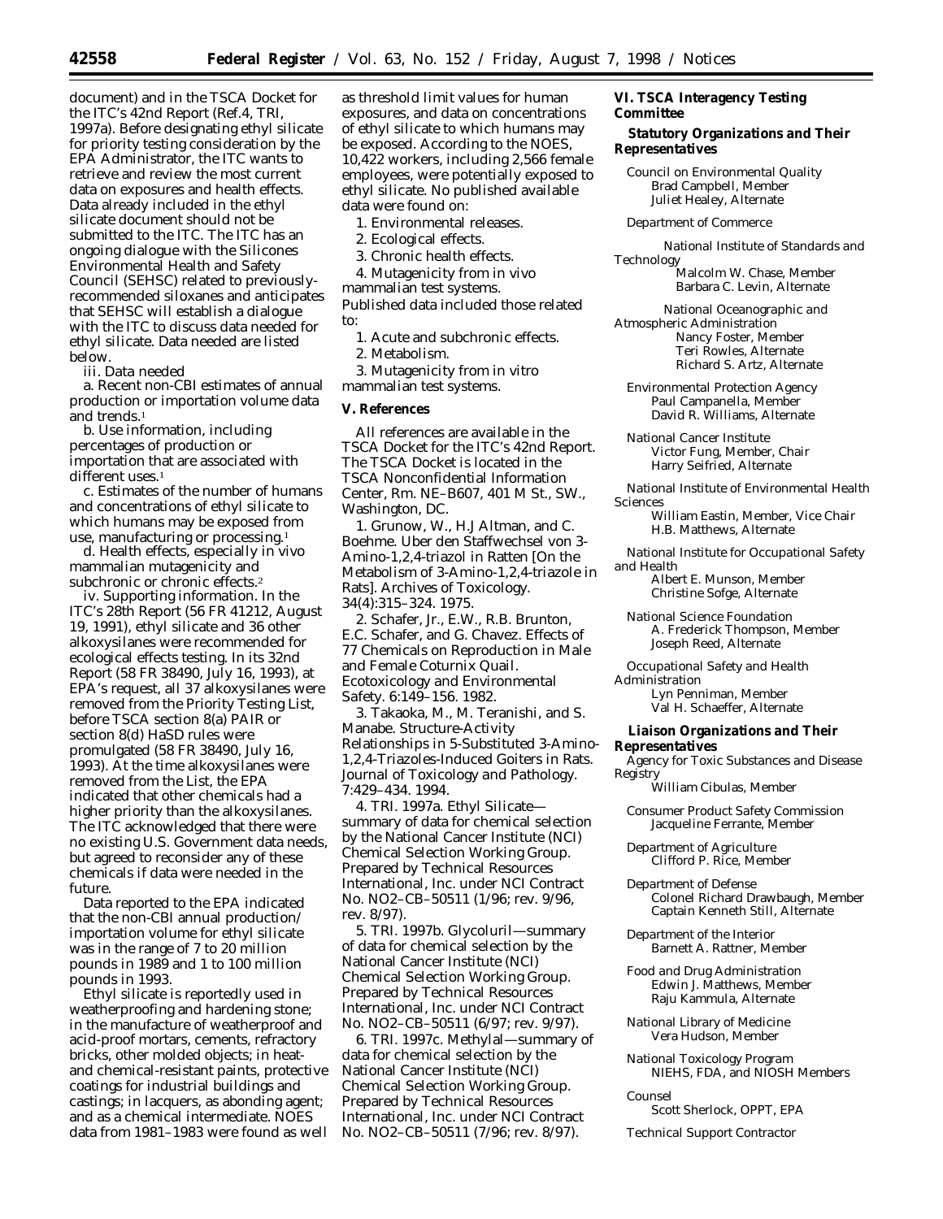document) and in the TSCA Docket for the ITC's 42nd Report (Ref.4, TRI, 1997a). Before designating ethyl silicate for priority testing consideration by the EPA Administrator, the ITC wants to retrieve and review the most current data on exposures and health effects. Data already included in the ethyl silicate document should not be submitted to the ITC. The ITC has an ongoing dialogue with the Silicones Environmental Health and Safety Council (SEHSC) related to previously-recommended siloxanes and anticipates that SEHSC will establish a dialogue with the ITC to discuss data needed for ethyl silicate. Data needed are listed below.

iii. Data needed

a. Recent non-CBI estimates of annual production or importation volume data and trends.[1]

b. Use information, including percentages of production or importation that are associated with different uses.[1]

c. Estimates of the number of humans and concentrations of ethyl silicate to which humans may be exposed from use, manufacturing or processing.[1]

d. Health effects, especially in vivo mammalian mutagenicity and subchronic or chronic effects.[2]

iv. Supporting information. In the ITC's 28th Report (56 FR 41212, August 19, 1991), ethyl silicate and 36 other alkoxysilanes were recommended for ecological effects testing. In its 32nd Report (58 FR 38490, July 16, 1993), at EPA's request, all 37 alkoxysilanes were removed from the Priority Testing List, before TSCA section 8(a) PAIR or section 8(d) HaSD rules were promulgated (58 FR 38490, July 16, 1993). At the time alkoxysilanes were removed from the List, the EPA indicated that other chemicals had a higher priority than the alkoxysilanes. The ITC acknowledged that there were no existing U.S. Government data needs, but agreed to reconsider any of these chemicals if data were needed in the future.

Data reported to the EPA indicated that the non-CBI annual production/importation volume for ethyl silicate was in the range of 7 to 20 million pounds in 1989 and 1 to 100 million pounds in 1993.

Ethyl silicate is reportedly used in weatherproofing and hardening stone; in the manufacture of weatherproof and acid-proof mortars, cements, refractory bricks, other molded objects; in heat- and chemical-resistant paints, protective coatings for industrial buildings and castings; in lacquers, as abonding agent; and as a chemical intermediate. NOES data from 1981–1983 were found as well as threshold limit values for human exposures, and data on concentrations of ethyl silicate to which humans may be exposed. According to the NOES, 10,422 workers, including 2,566 female employees, were potentially exposed to ethyl silicate. No published available data were found on:

1. Environmental releases.
2. Ecological effects.
3. Chronic health effects.
4. Mutagenicity from in vivo mammalian test systems.

Published data included those related to:

1. Acute and subchronic effects.
2. Metabolism.
3. Mutagenicity from in vitro mammalian test systems.

## V. References

All references are available in the TSCA Docket for the ITC's 42nd Report. The TSCA Docket is located in the TSCA Nonconfidential Information Center, Rm. NE–B607, 401 M St., SW., Washington, DC.

1. Grunow, W., H.J Altman, and C. Boehme. Uber den Staffwechsel von 3-Amino-1,2,4-triazol in Ratten [On the Metabolism of 3-Amino-1,2,4-triazole in Rats]. Archives of Toxicology. 34(4):315–324. 1975.

2. Schafer, Jr., E.W., R.B. Brunton, E.C. Schafer, and G. Chavez. Effects of 77 Chemicals on Reproduction in Male and Female Coturnix Quail. Ecotoxicology and Environmental Safety. 6:149–156. 1982.

3. Takaoka, M., M. Teranishi, and S. Manabe. Structure-Activity Relationships in 5-Substituted 3-Amino-1,2,4-Triazoles-Induced Goiters in Rats. Journal of Toxicology and Pathology. 7:429–434. 1994.

4. TRI. 1997a. Ethyl Silicate—summary of data for chemical selection by the National Cancer Institute (NCI) Chemical Selection Working Group. Prepared by Technical Resources International, Inc. under NCI Contract No. NO2–CB–50511 (1/96; rev. 9/96, rev. 8/97).

5. TRI. 1997b. Glycoluril—summary of data for chemical selection by the National Cancer Institute (NCI) Chemical Selection Working Group. Prepared by Technical Resources International, Inc. under NCI Contract No. NO2–CB–50511 (6/97; rev. 9/97).

6. TRI. 1997c. Methylal—summary of data for chemical selection by the National Cancer Institute (NCI) Chemical Selection Working Group. Prepared by Technical Resources International, Inc. under NCI Contract No. NO2–CB–50511 (7/96; rev. 8/97).

## VI. TSCA Interagency Testing Committee

### Statutory Organizations and Their Representatives

Council on Environmental Quality
Brad Campbell, Member
Juliet Healey, Alternate

Department of Commerce

National Institute of Standards and Technology
Malcolm W. Chase, Member
Barbara C. Levin, Alternate

National Oceanographic and Atmospheric Administration
Nancy Foster, Member
Teri Rowles, Alternate
Richard S. Artz, Alternate

Environmental Protection Agency
Paul Campanella, Member
David R. Williams, Alternate

National Cancer Institute
Victor Fung, Member, Chair
Harry Seifried, Alternate

National Institute of Environmental Health Sciences
William Eastin, Member, Vice Chair
H.B. Matthews, Alternate

National Institute for Occupational Safety and Health
Albert E. Munson, Member
Christine Sofge, Alternate

National Science Foundation
A. Frederick Thompson, Member
Joseph Reed, Alternate

Occupational Safety and Health Administration
Lyn Penniman, Member
Val H. Schaeffer, Alternate

### Liaison Organizations and Their Representatives

Agency for Toxic Substances and Disease Registry
William Cibulas, Member

Consumer Product Safety Commission
Jacqueline Ferrante, Member

Department of Agriculture
Clifford P. Rice, Member

Department of Defense
Colonel Richard Drawbaugh, Member
Captain Kenneth Still, Alternate

Department of the Interior
Barnett A. Rattner, Member

Food and Drug Administration
Edwin J. Matthews, Member
Raju Kammula, Alternate

National Library of Medicine
Vera Hudson, Member

National Toxicology Program
NIEHS, FDA, and NIOSH Members

Counsel
Scott Sherlock, OPPT, EPA

Technical Support Contractor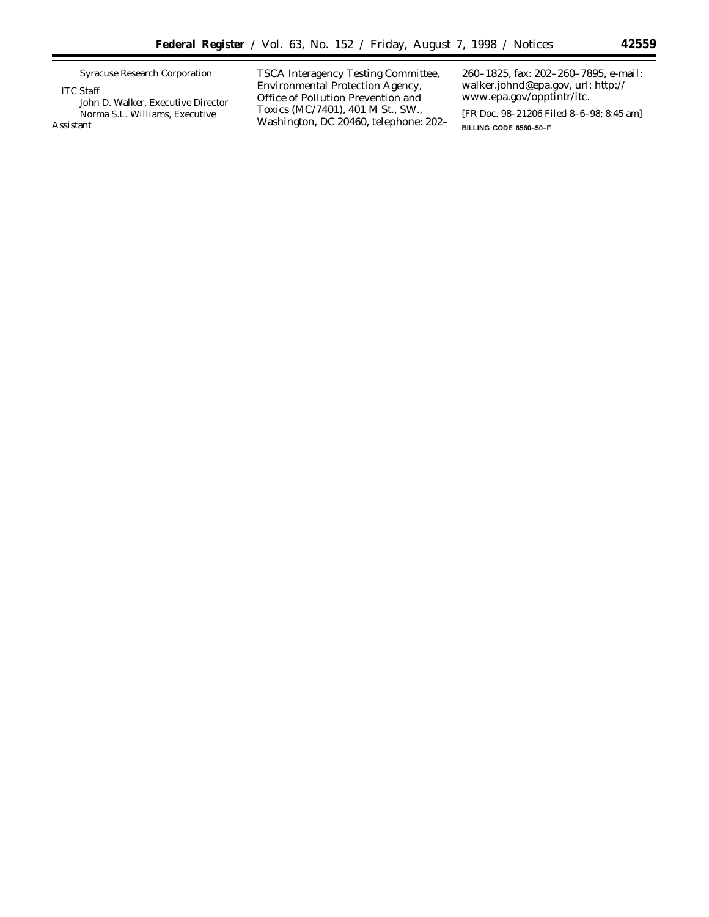Syracuse Research Corporation

ITC Staff

John D. Walker, Executive Director

Norma S.L. Williams, Executive Assistant

TSCA Interagency Testing Committee, Environmental Protection Agency, Office of Pollution Prevention and Toxics (MC/7401), 401 M St., SW., Washington, DC 20460, telephone: 202–260–1825, fax: 202–260–7895, e-mail: walker.johnd@epa.gov, url: http://www.epa.gov/opptintr/itc.

[FR Doc. 98–21206 Filed 8–6–98; 8:45 am]

**BILLING CODE 6560–50–F**